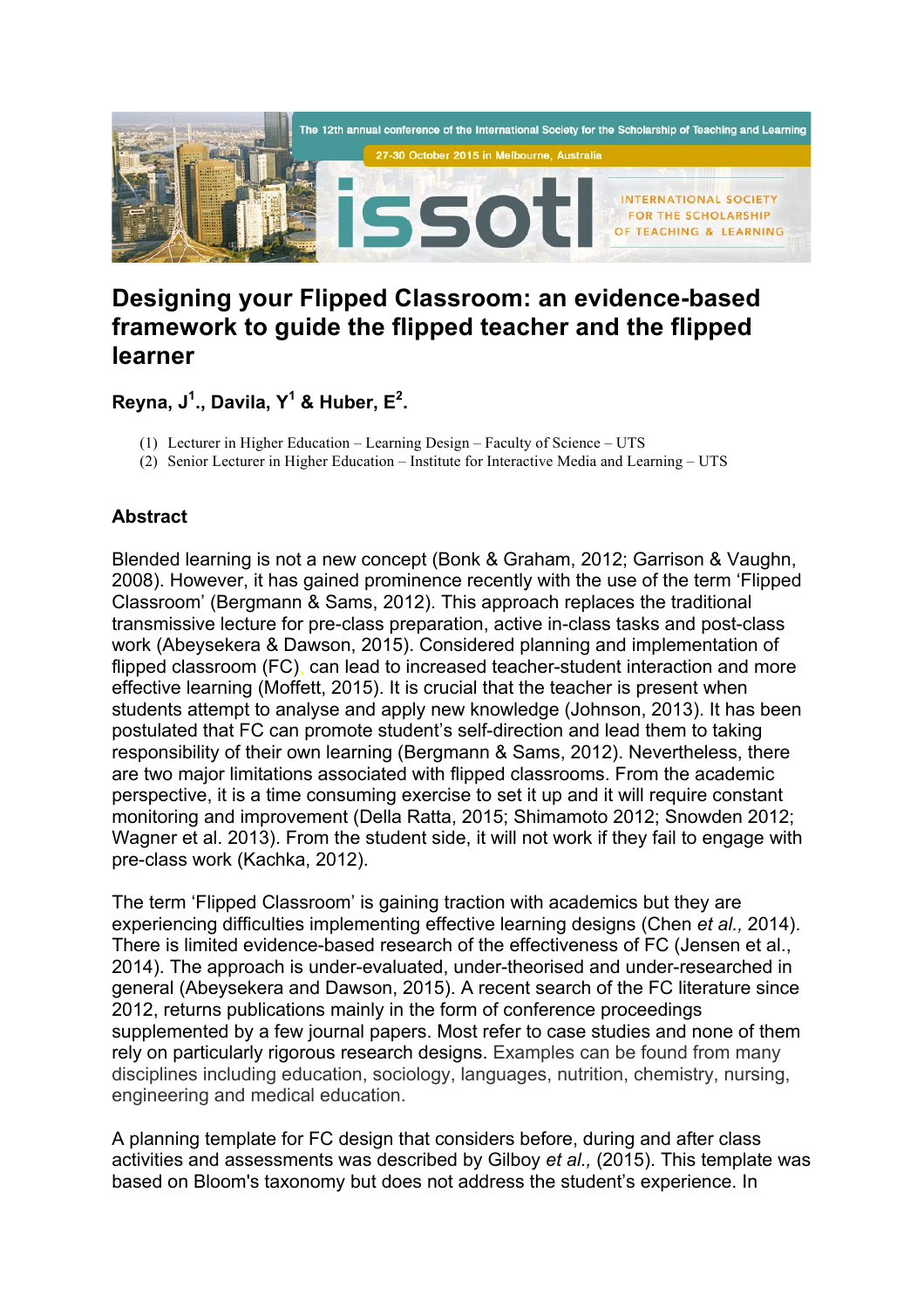# Designing your Flipped Classroom: an evidence-based framework to guide the flipped teacher and the flipped learner

**Reyna, J[1]., Davila, Y[1] & Huber, E[2].**

(1) Lecturer in Higher Education – Learning Design – Faculty of Science – UTS
(2) Senior Lecturer in Higher Education – Institute for Interactive Media and Learning – UTS

## Abstract

Blended learning is not a new concept (Bonk & Graham, 2012; Garrison & Vaughn, 2008). However, it has gained prominence recently with the use of the term 'Flipped Classroom' (Bergmann & Sams, 2012). This approach replaces the traditional transmissive lecture for pre-class preparation, active in-class tasks and post-class work (Abeysekera & Dawson, 2015). Considered planning and implementation of flipped classroom (FC), can lead to increased teacher-student interaction and more effective learning (Moffett, 2015). It is crucial that the teacher is present when students attempt to analyse and apply new knowledge (Johnson, 2013). It has been postulated that FC can promote student's self-direction and lead them to taking responsibility of their own learning (Bergmann & Sams, 2012). Nevertheless, there are two major limitations associated with flipped classrooms. From the academic perspective, it is a time consuming exercise to set it up and it will require constant monitoring and improvement (Della Ratta, 2015; Shimamoto 2012; Snowden 2012; Wagner et al. 2013). From the student side, it will not work if they fail to engage with pre-class work (Kachka, 2012).

The term 'Flipped Classroom' is gaining traction with academics but they are experiencing difficulties implementing effective learning designs (Chen *et al.,* 2014). There is limited evidence-based research of the effectiveness of FC (Jensen et al., 2014). The approach is under-evaluated, under-theorised and under-researched in general (Abeysekera and Dawson, 2015). A recent search of the FC literature since 2012, returns publications mainly in the form of conference proceedings supplemented by a few journal papers. Most refer to case studies and none of them rely on particularly rigorous research designs. Examples can be found from many disciplines including education, sociology, languages, nutrition, chemistry, nursing, engineering and medical education.

A planning template for FC design that considers before, during and after class activities and assessments was described by Gilboy *et al.,* (2015). This template was based on Bloom's taxonomy but does not address the student's experience. In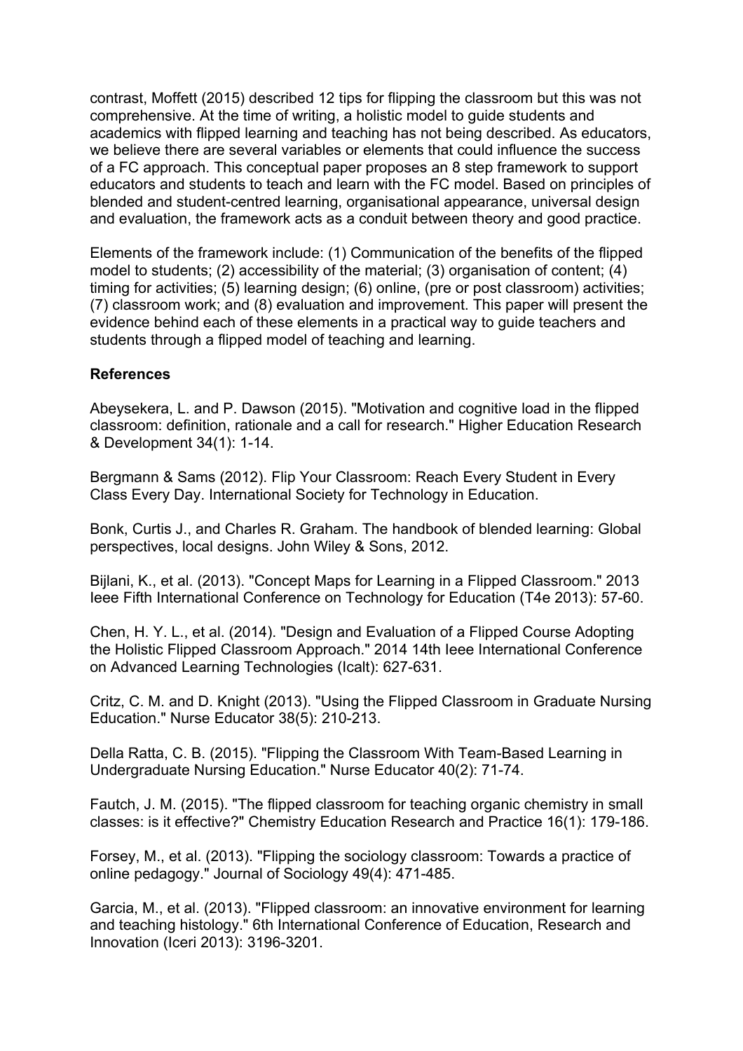contrast, Moffett (2015) described 12 tips for flipping the classroom but this was not comprehensive. At the time of writing, a holistic model to guide students and academics with flipped learning and teaching has not being described. As educators, we believe there are several variables or elements that could influence the success of a FC approach. This conceptual paper proposes an 8 step framework to support educators and students to teach and learn with the FC model. Based on principles of blended and student-centred learning, organisational appearance, universal design and evaluation, the framework acts as a conduit between theory and good practice.

Elements of the framework include: (1) Communication of the benefits of the flipped model to students; (2) accessibility of the material; (3) organisation of content; (4) timing for activities; (5) learning design; (6) online, (pre or post classroom) activities; (7) classroom work; and (8) evaluation and improvement. This paper will present the evidence behind each of these elements in a practical way to guide teachers and students through a flipped model of teaching and learning.

**References**

Abeysekera, L. and P. Dawson (2015). "Motivation and cognitive load in the flipped classroom: definition, rationale and a call for research." Higher Education Research & Development 34(1): 1-14.

Bergmann & Sams (2012). Flip Your Classroom: Reach Every Student in Every Class Every Day. International Society for Technology in Education.

Bonk, Curtis J., and Charles R. Graham. The handbook of blended learning: Global perspectives, local designs. John Wiley & Sons, 2012.

Bijlani, K., et al. (2013). "Concept Maps for Learning in a Flipped Classroom." 2013 Ieee Fifth International Conference on Technology for Education (T4e 2013): 57-60.

Chen, H. Y. L., et al. (2014). "Design and Evaluation of a Flipped Course Adopting the Holistic Flipped Classroom Approach." 2014 14th Ieee International Conference on Advanced Learning Technologies (Icalt): 627-631.

Critz, C. M. and D. Knight (2013). "Using the Flipped Classroom in Graduate Nursing Education." Nurse Educator 38(5): 210-213.

Della Ratta, C. B. (2015). "Flipping the Classroom With Team-Based Learning in Undergraduate Nursing Education." Nurse Educator 40(2): 71-74.

Fautch, J. M. (2015). "The flipped classroom for teaching organic chemistry in small classes: is it effective?" Chemistry Education Research and Practice 16(1): 179-186.

Forsey, M., et al. (2013). "Flipping the sociology classroom: Towards a practice of online pedagogy." Journal of Sociology 49(4): 471-485.

Garcia, M., et al. (2013). "Flipped classroom: an innovative environment for learning and teaching histology." 6th International Conference of Education, Research and Innovation (Iceri 2013): 3196-3201.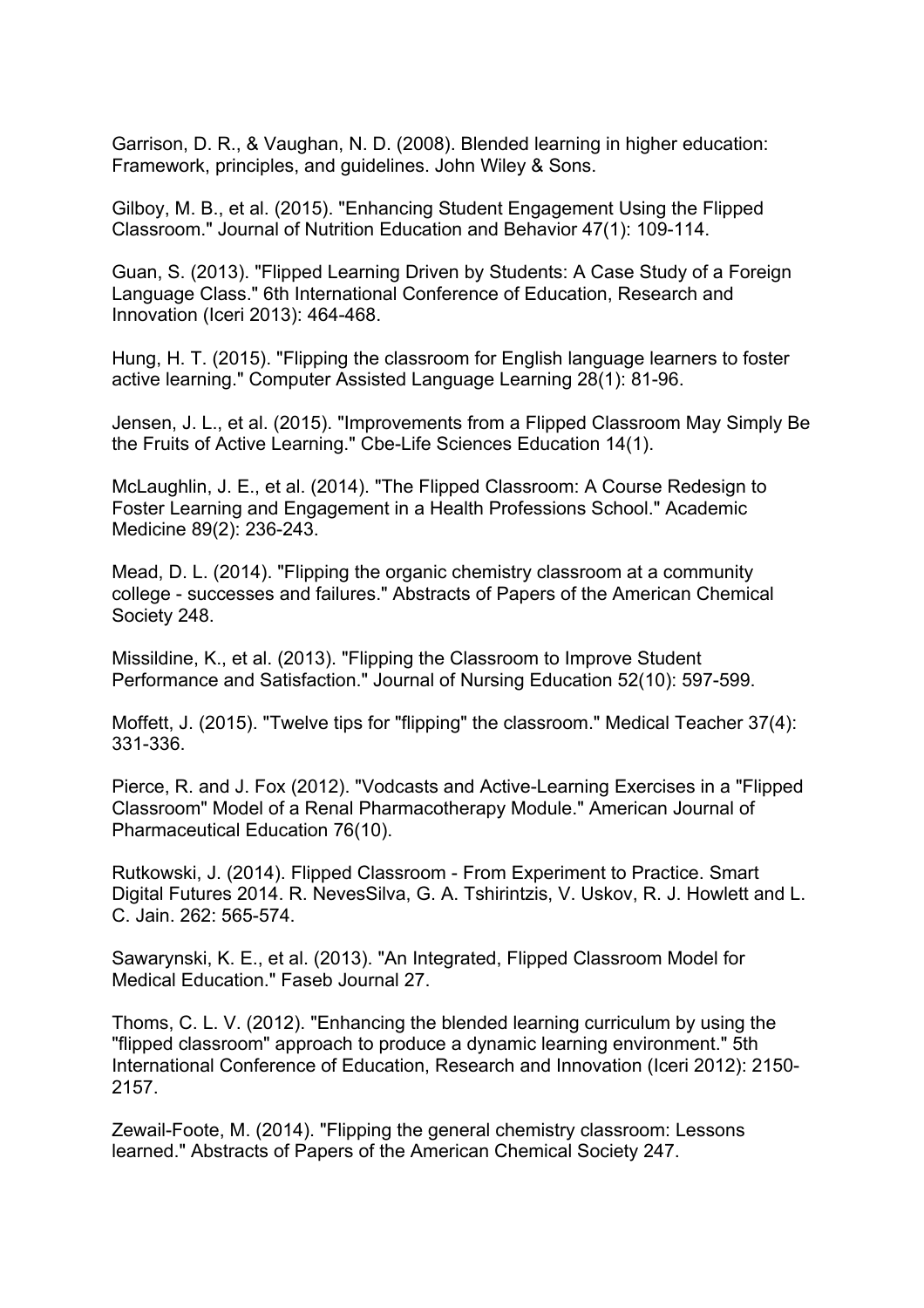Garrison, D. R., & Vaughan, N. D. (2008). Blended learning in higher education: Framework, principles, and guidelines. John Wiley & Sons.

Gilboy, M. B., et al. (2015). "Enhancing Student Engagement Using the Flipped Classroom." Journal of Nutrition Education and Behavior 47(1): 109-114.

Guan, S. (2013). "Flipped Learning Driven by Students: A Case Study of a Foreign Language Class." 6th International Conference of Education, Research and Innovation (Iceri 2013): 464-468.

Hung, H. T. (2015). "Flipping the classroom for English language learners to foster active learning." Computer Assisted Language Learning 28(1): 81-96.

Jensen, J. L., et al. (2015). "Improvements from a Flipped Classroom May Simply Be the Fruits of Active Learning." Cbe-Life Sciences Education 14(1).

McLaughlin, J. E., et al. (2014). "The Flipped Classroom: A Course Redesign to Foster Learning and Engagement in a Health Professions School." Academic Medicine 89(2): 236-243.

Mead, D. L. (2014). "Flipping the organic chemistry classroom at a community college - successes and failures." Abstracts of Papers of the American Chemical Society 248.

Missildine, K., et al. (2013). "Flipping the Classroom to Improve Student Performance and Satisfaction." Journal of Nursing Education 52(10): 597-599.

Moffett, J. (2015). "Twelve tips for "flipping" the classroom." Medical Teacher 37(4): 331-336.

Pierce, R. and J. Fox (2012). "Vodcasts and Active-Learning Exercises in a "Flipped Classroom" Model of a Renal Pharmacotherapy Module." American Journal of Pharmaceutical Education 76(10).

Rutkowski, J. (2014). Flipped Classroom - From Experiment to Practice. Smart Digital Futures 2014. R. NevesSilva, G. A. Tshirintzis, V. Uskov, R. J. Howlett and L. C. Jain. 262: 565-574.

Sawarynski, K. E., et al. (2013). "An Integrated, Flipped Classroom Model for Medical Education." Faseb Journal 27.

Thoms, C. L. V. (2012). "Enhancing the blended learning curriculum by using the "flipped classroom" approach to produce a dynamic learning environment." 5th International Conference of Education, Research and Innovation (Iceri 2012): 2150-2157.

Zewail-Foote, M. (2014). "Flipping the general chemistry classroom: Lessons learned." Abstracts of Papers of the American Chemical Society 247.